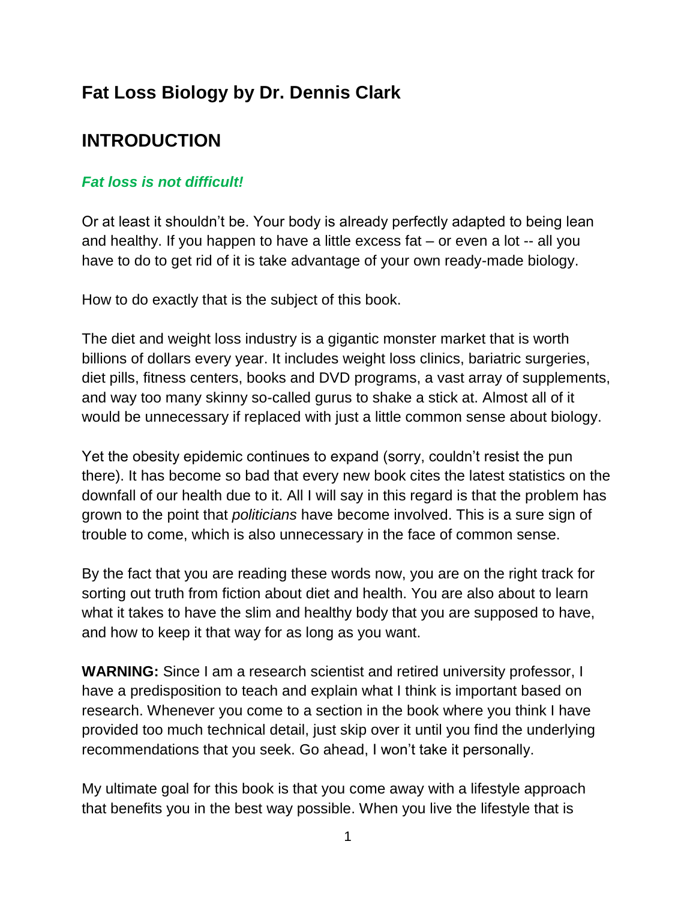# Fat Loss Biology by Dr. Dennis Clark

## INTRODUCTION

***Fat loss is not difficult!***

Or at least it shouldn't be. Your body is already perfectly adapted to being lean and healthy. If you happen to have a little excess fat – or even a lot -- all you have to do to get rid of it is take advantage of your own ready-made biology.

How to do exactly that is the subject of this book.

The diet and weight loss industry is a gigantic monster market that is worth billions of dollars every year. It includes weight loss clinics, bariatric surgeries, diet pills, fitness centers, books and DVD programs, a vast array of supplements, and way too many skinny so-called gurus to shake a stick at. Almost all of it would be unnecessary if replaced with just a little common sense about biology.

Yet the obesity epidemic continues to expand (sorry, couldn't resist the pun there). It has become so bad that every new book cites the latest statistics on the downfall of our health due to it. All I will say in this regard is that the problem has grown to the point that *politicians* have become involved. This is a sure sign of trouble to come, which is also unnecessary in the face of common sense.

By the fact that you are reading these words now, you are on the right track for sorting out truth from fiction about diet and health. You are also about to learn what it takes to have the slim and healthy body that you are supposed to have, and how to keep it that way for as long as you want.

**WARNING:** Since I am a research scientist and retired university professor, I have a predisposition to teach and explain what I think is important based on research. Whenever you come to a section in the book where you think I have provided too much technical detail, just skip over it until you find the underlying recommendations that you seek. Go ahead, I won't take it personally.

My ultimate goal for this book is that you come away with a lifestyle approach that benefits you in the best way possible. When you live the lifestyle that is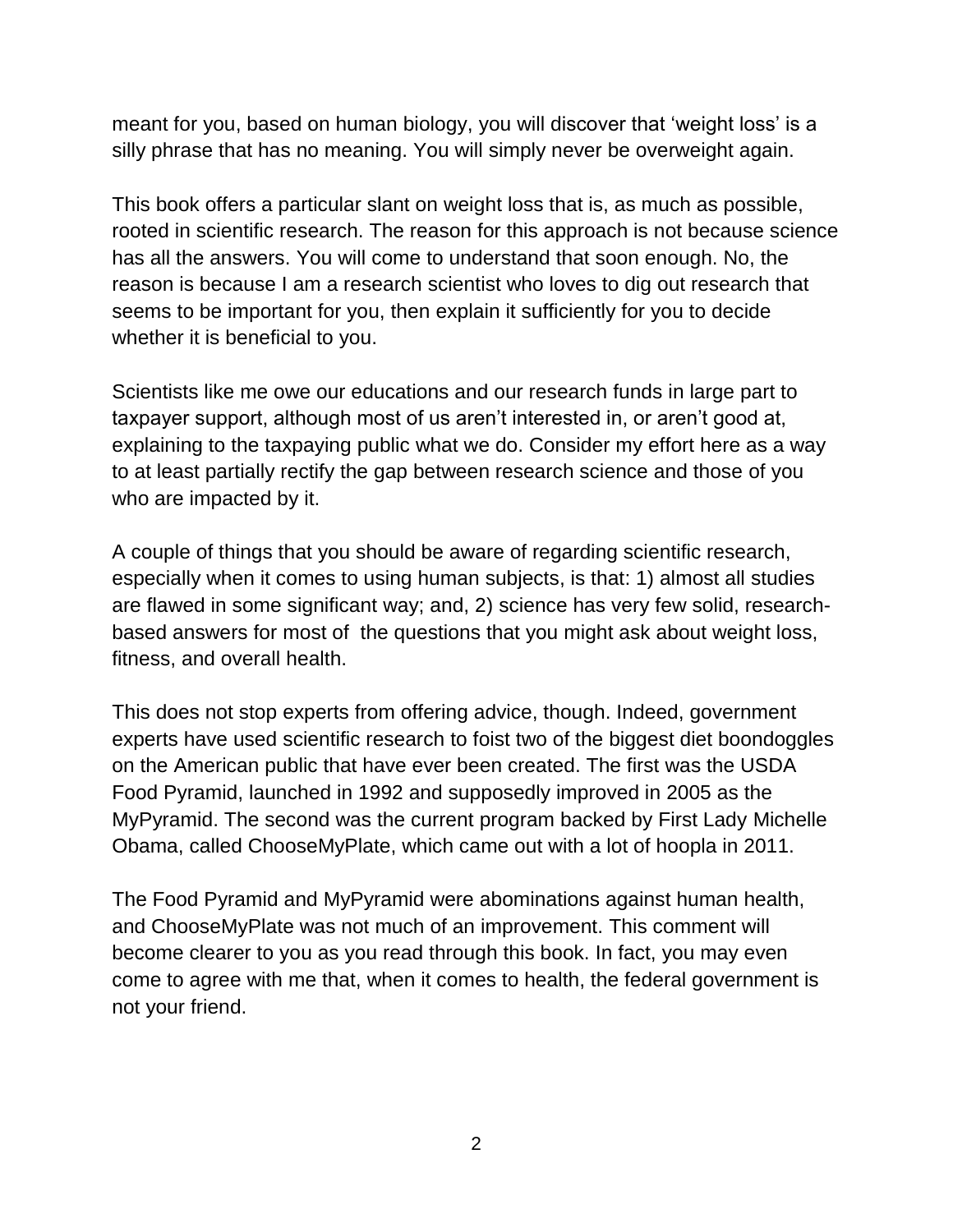meant for you, based on human biology, you will discover that 'weight loss' is a silly phrase that has no meaning. You will simply never be overweight again.

This book offers a particular slant on weight loss that is, as much as possible, rooted in scientific research. The reason for this approach is not because science has all the answers. You will come to understand that soon enough. No, the reason is because I am a research scientist who loves to dig out research that seems to be important for you, then explain it sufficiently for you to decide whether it is beneficial to you.

Scientists like me owe our educations and our research funds in large part to taxpayer support, although most of us aren't interested in, or aren't good at, explaining to the taxpaying public what we do. Consider my effort here as a way to at least partially rectify the gap between research science and those of you who are impacted by it.

A couple of things that you should be aware of regarding scientific research, especially when it comes to using human subjects, is that: 1) almost all studies are flawed in some significant way; and, 2) science has very few solid, research-based answers for most of the questions that you might ask about weight loss, fitness, and overall health.

This does not stop experts from offering advice, though. Indeed, government experts have used scientific research to foist two of the biggest diet boondoggles on the American public that have ever been created. The first was the USDA Food Pyramid, launched in 1992 and supposedly improved in 2005 as the MyPyramid. The second was the current program backed by First Lady Michelle Obama, called ChooseMyPlate, which came out with a lot of hoopla in 2011.

The Food Pyramid and MyPyramid were abominations against human health, and ChooseMyPlate was not much of an improvement. This comment will become clearer to you as you read through this book. In fact, you may even come to agree with me that, when it comes to health, the federal government is not your friend.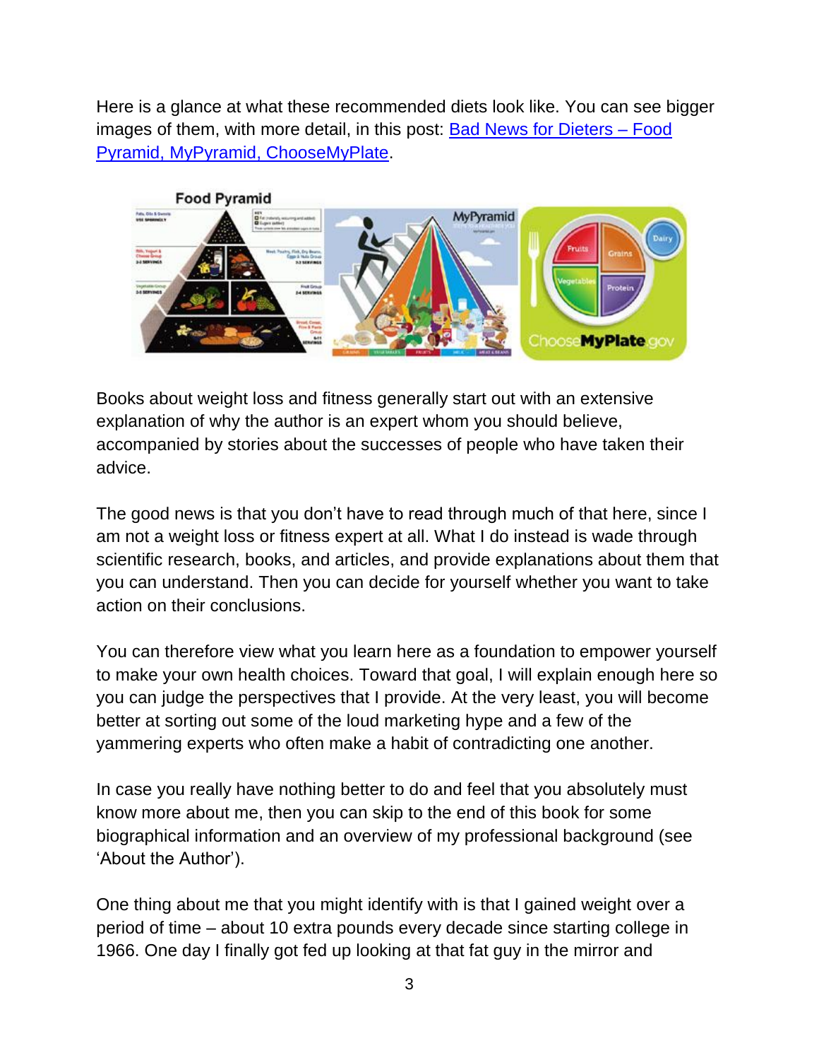Here is a glance at what these recommended diets look like. You can see bigger images of them, with more detail, in this post: [Bad News for Dieters – Food Pyramid, MyPyramid, ChooseMyPlate](#).

Books about weight loss and fitness generally start out with an extensive explanation of why the author is an expert whom you should believe, accompanied by stories about the successes of people who have taken their advice.

The good news is that you don't have to read through much of that here, since I am not a weight loss or fitness expert at all. What I do instead is wade through scientific research, books, and articles, and provide explanations about them that you can understand. Then you can decide for yourself whether you want to take action on their conclusions.

You can therefore view what you learn here as a foundation to empower yourself to make your own health choices. Toward that goal, I will explain enough here so you can judge the perspectives that I provide. At the very least, you will become better at sorting out some of the loud marketing hype and a few of the yammering experts who often make a habit of contradicting one another.

In case you really have nothing better to do and feel that you absolutely must know more about me, then you can skip to the end of this book for some biographical information and an overview of my professional background (see 'About the Author').

One thing about me that you might identify with is that I gained weight over a period of time – about 10 extra pounds every decade since starting college in 1966. One day I finally got fed up looking at that fat guy in the mirror and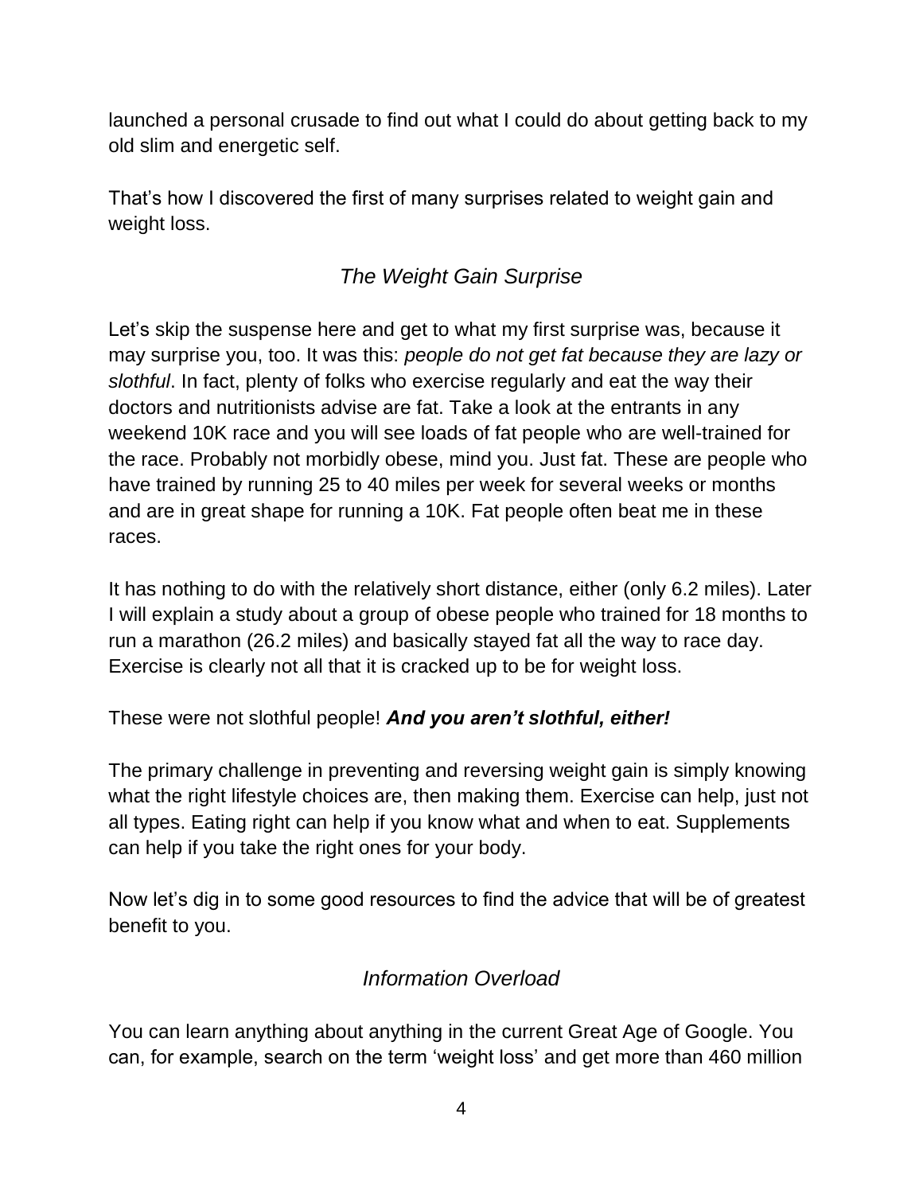launched a personal crusade to find out what I could do about getting back to my old slim and energetic self.

That's how I discovered the first of many surprises related to weight gain and weight loss.

## *The Weight Gain Surprise*

Let's skip the suspense here and get to what my first surprise was, because it may surprise you, too. It was this: *people do not get fat because they are lazy or slothful*. In fact, plenty of folks who exercise regularly and eat the way their doctors and nutritionists advise are fat. Take a look at the entrants in any weekend 10K race and you will see loads of fat people who are well-trained for the race. Probably not morbidly obese, mind you. Just fat. These are people who have trained by running 25 to 40 miles per week for several weeks or months and are in great shape for running a 10K. Fat people often beat me in these races.

It has nothing to do with the relatively short distance, either (only 6.2 miles). Later I will explain a study about a group of obese people who trained for 18 months to run a marathon (26.2 miles) and basically stayed fat all the way to race day. Exercise is clearly not all that it is cracked up to be for weight loss.

These were not slothful people! ***And you aren't slothful, either!***

The primary challenge in preventing and reversing weight gain is simply knowing what the right lifestyle choices are, then making them. Exercise can help, just not all types. Eating right can help if you know what and when to eat. Supplements can help if you take the right ones for your body.

Now let's dig in to some good resources to find the advice that will be of greatest benefit to you.

## *Information Overload*

You can learn anything about anything in the current Great Age of Google. You can, for example, search on the term 'weight loss' and get more than 460 million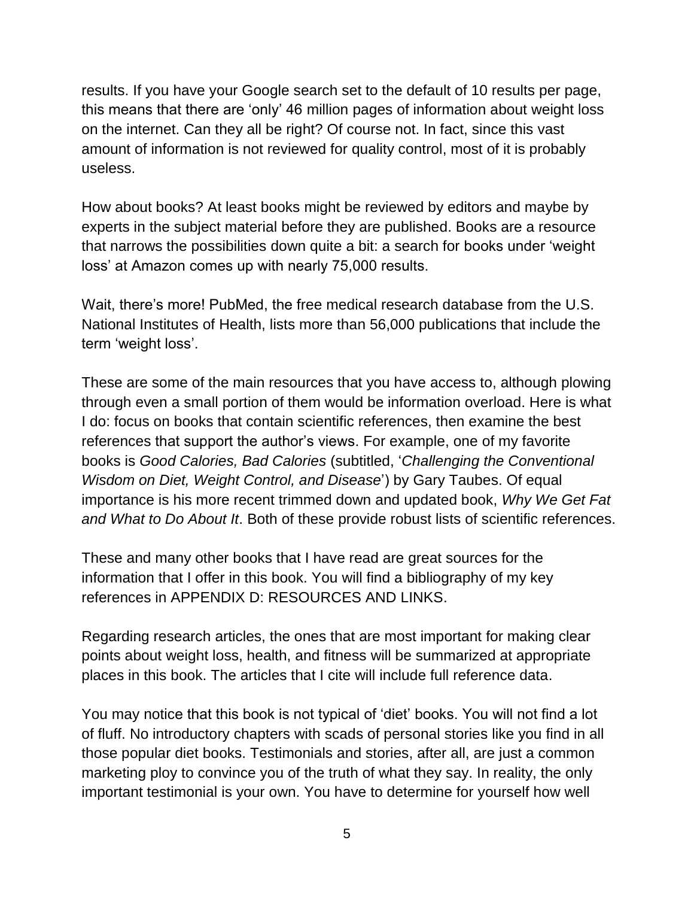results. If you have your Google search set to the default of 10 results per page, this means that there are 'only' 46 million pages of information about weight loss on the internet. Can they all be right? Of course not. In fact, since this vast amount of information is not reviewed for quality control, most of it is probably useless.

How about books? At least books might be reviewed by editors and maybe by experts in the subject material before they are published. Books are a resource that narrows the possibilities down quite a bit: a search for books under 'weight loss' at Amazon comes up with nearly 75,000 results.

Wait, there's more! PubMed, the free medical research database from the U.S. National Institutes of Health, lists more than 56,000 publications that include the term 'weight loss'.

These are some of the main resources that you have access to, although plowing through even a small portion of them would be information overload. Here is what I do: focus on books that contain scientific references, then examine the best references that support the author's views. For example, one of my favorite books is *Good Calories, Bad Calories* (subtitled, '*Challenging the Conventional Wisdom on Diet, Weight Control, and Disease*') by Gary Taubes. Of equal importance is his more recent trimmed down and updated book, *Why We Get Fat and What to Do About It*. Both of these provide robust lists of scientific references.

These and many other books that I have read are great sources for the information that I offer in this book. You will find a bibliography of my key references in APPENDIX D: RESOURCES AND LINKS.

Regarding research articles, the ones that are most important for making clear points about weight loss, health, and fitness will be summarized at appropriate places in this book. The articles that I cite will include full reference data.

You may notice that this book is not typical of 'diet' books. You will not find a lot of fluff. No introductory chapters with scads of personal stories like you find in all those popular diet books. Testimonials and stories, after all, are just a common marketing ploy to convince you of the truth of what they say. In reality, the only important testimonial is your own. You have to determine for yourself how well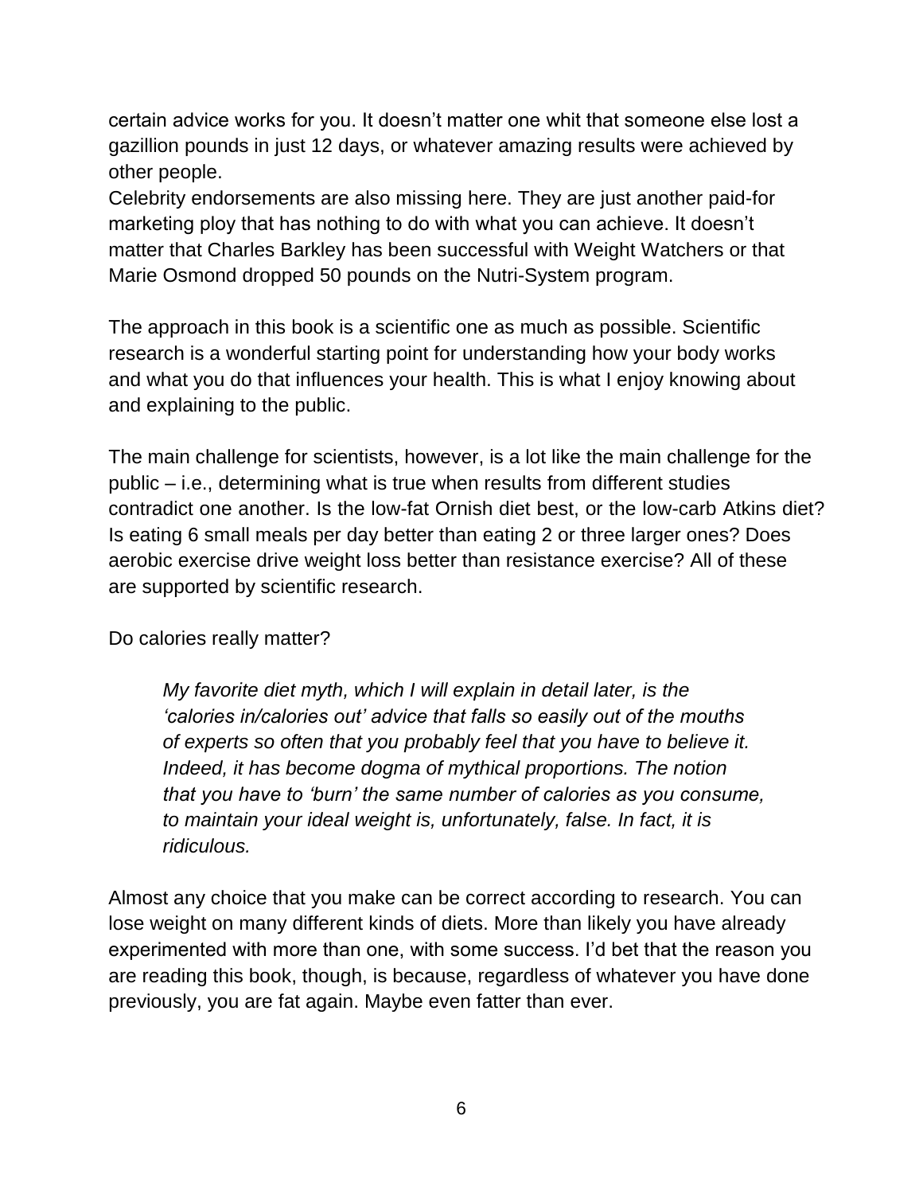certain advice works for you. It doesn't matter one whit that someone else lost a gazillion pounds in just 12 days, or whatever amazing results were achieved by other people.
Celebrity endorsements are also missing here. They are just another paid-for marketing ploy that has nothing to do with what you can achieve. It doesn't matter that Charles Barkley has been successful with Weight Watchers or that Marie Osmond dropped 50 pounds on the Nutri-System program.

The approach in this book is a scientific one as much as possible. Scientific research is a wonderful starting point for understanding how your body works and what you do that influences your health. This is what I enjoy knowing about and explaining to the public.

The main challenge for scientists, however, is a lot like the main challenge for the public – i.e., determining what is true when results from different studies contradict one another. Is the low-fat Ornish diet best, or the low-carb Atkins diet? Is eating 6 small meals per day better than eating 2 or three larger ones? Does aerobic exercise drive weight loss better than resistance exercise? All of these are supported by scientific research.

Do calories really matter?

> *My favorite diet myth, which I will explain in detail later, is the 'calories in/calories out' advice that falls so easily out of the mouths of experts so often that you probably feel that you have to believe it. Indeed, it has become dogma of mythical proportions. The notion that you have to 'burn' the same number of calories as you consume, to maintain your ideal weight is, unfortunately, false. In fact, it is ridiculous.*

Almost any choice that you make can be correct according to research. You can lose weight on many different kinds of diets. More than likely you have already experimented with more than one, with some success. I'd bet that the reason you are reading this book, though, is because, regardless of whatever you have done previously, you are fat again. Maybe even fatter than ever.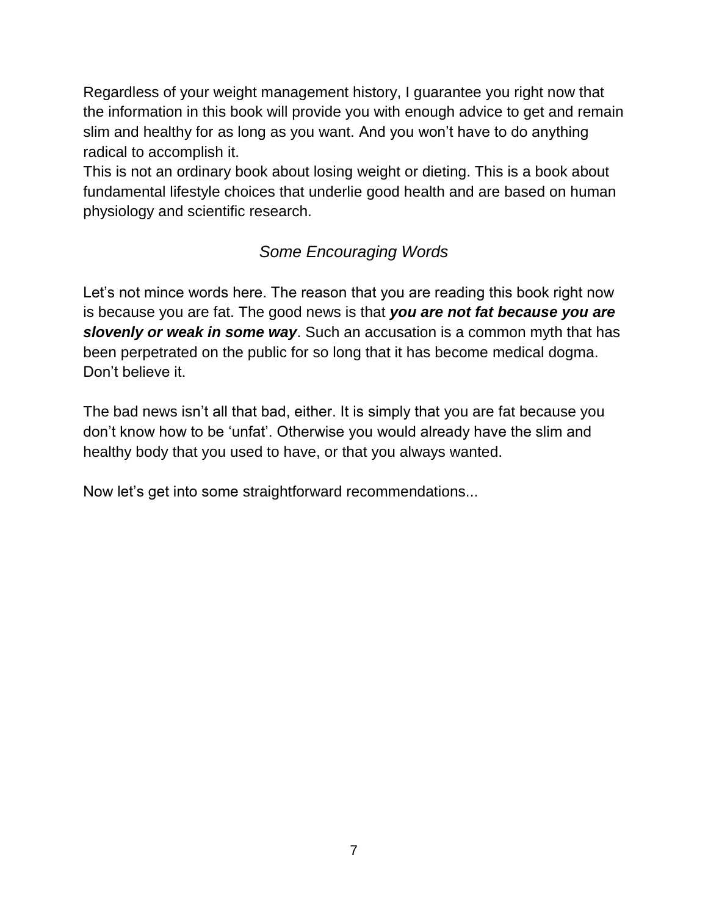Regardless of your weight management history, I guarantee you right now that the information in this book will provide you with enough advice to get and remain slim and healthy for as long as you want. And you won't have to do anything radical to accomplish it.

This is not an ordinary book about losing weight or dieting. This is a book about fundamental lifestyle choices that underlie good health and are based on human physiology and scientific research.

## *Some Encouraging Words*

Let's not mince words here. The reason that you are reading this book right now is because you are fat. The good news is that ***you are not fat because you are slovenly or weak in some way***. Such an accusation is a common myth that has been perpetrated on the public for so long that it has become medical dogma. Don't believe it.

The bad news isn't all that bad, either. It is simply that you are fat because you don't know how to be 'unfat'. Otherwise you would already have the slim and healthy body that you used to have, or that you always wanted.

Now let's get into some straightforward recommendations...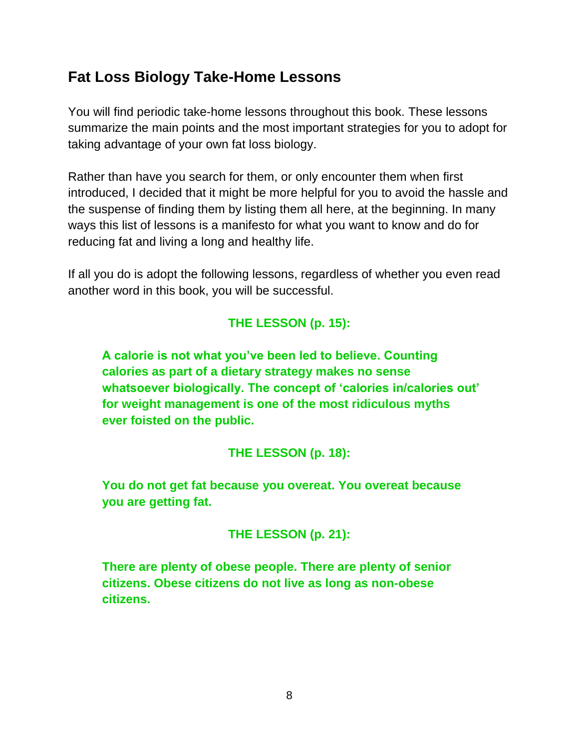## Fat Loss Biology Take-Home Lessons

You will find periodic take-home lessons throughout this book. These lessons summarize the main points and the most important strategies for you to adopt for taking advantage of your own fat loss biology.

Rather than have you search for them, or only encounter them when first introduced, I decided that it might be more helpful for you to avoid the hassle and the suspense of finding them by listing them all here, at the beginning. In many ways this list of lessons is a manifesto for what you want to know and do for reducing fat and living a long and healthy life.

If all you do is adopt the following lessons, regardless of whether you even read another word in this book, you will be successful.

**THE LESSON (p. 15):**

> **A calorie is not what you've been led to believe. Counting calories as part of a dietary strategy makes no sense whatsoever biologically. The concept of 'calories in/calories out' for weight management is one of the most ridiculous myths ever foisted on the public.**

**THE LESSON (p. 18):**

> **You do not get fat because you overeat. You overeat because you are getting fat.**

**THE LESSON (p. 21):**

> **There are plenty of obese people. There are plenty of senior citizens. Obese citizens do not live as long as non-obese citizens.**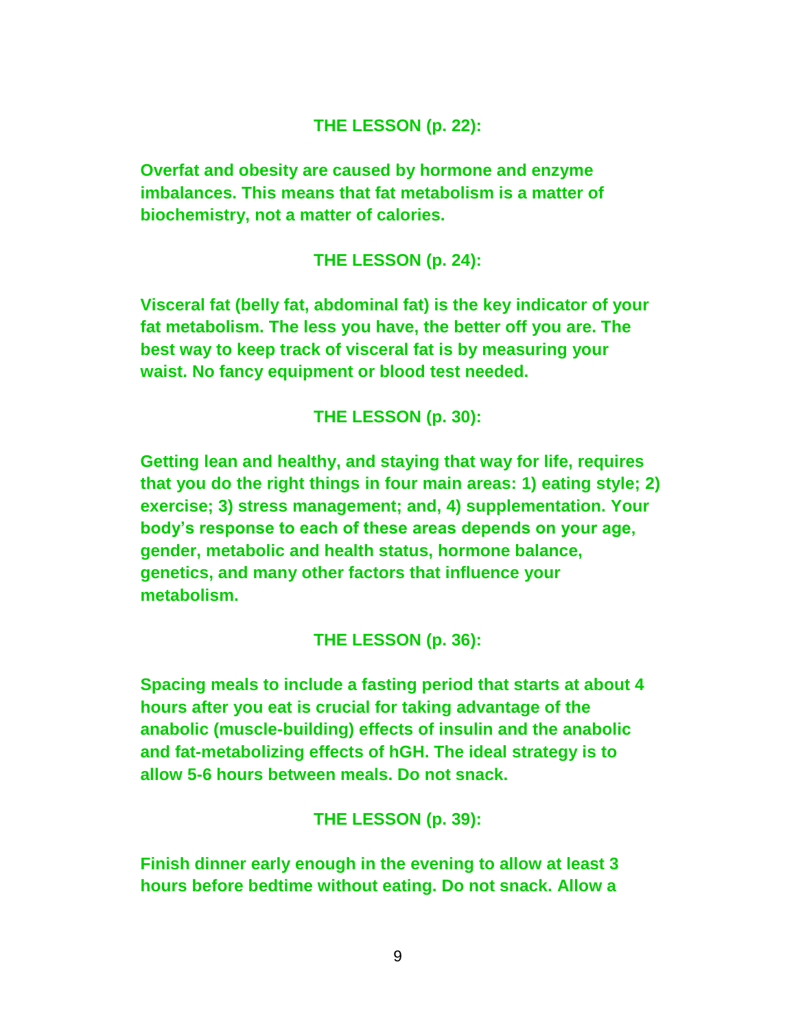**THE LESSON (p. 22):**

**Overfat and obesity are caused by hormone and enzyme imbalances. This means that fat metabolism is a matter of biochemistry, not a matter of calories.**

**THE LESSON (p. 24):**

**Visceral fat (belly fat, abdominal fat) is the key indicator of your fat metabolism. The less you have, the better off you are. The best way to keep track of visceral fat is by measuring your waist. No fancy equipment or blood test needed.**

**THE LESSON (p. 30):**

**Getting lean and healthy, and staying that way for life, requires that you do the right things in four main areas: 1) eating style; 2) exercise; 3) stress management; and, 4) supplementation. Your body's response to each of these areas depends on your age, gender, metabolic and health status, hormone balance, genetics, and many other factors that influence your metabolism.**

**THE LESSON (p. 36):**

**Spacing meals to include a fasting period that starts at about 4 hours after you eat is crucial for taking advantage of the anabolic (muscle-building) effects of insulin and the anabolic and fat-metabolizing effects of hGH. The ideal strategy is to allow 5-6 hours between meals. Do not snack.**

**THE LESSON (p. 39):**

**Finish dinner early enough in the evening to allow at least 3 hours before bedtime without eating. Do not snack. Allow a**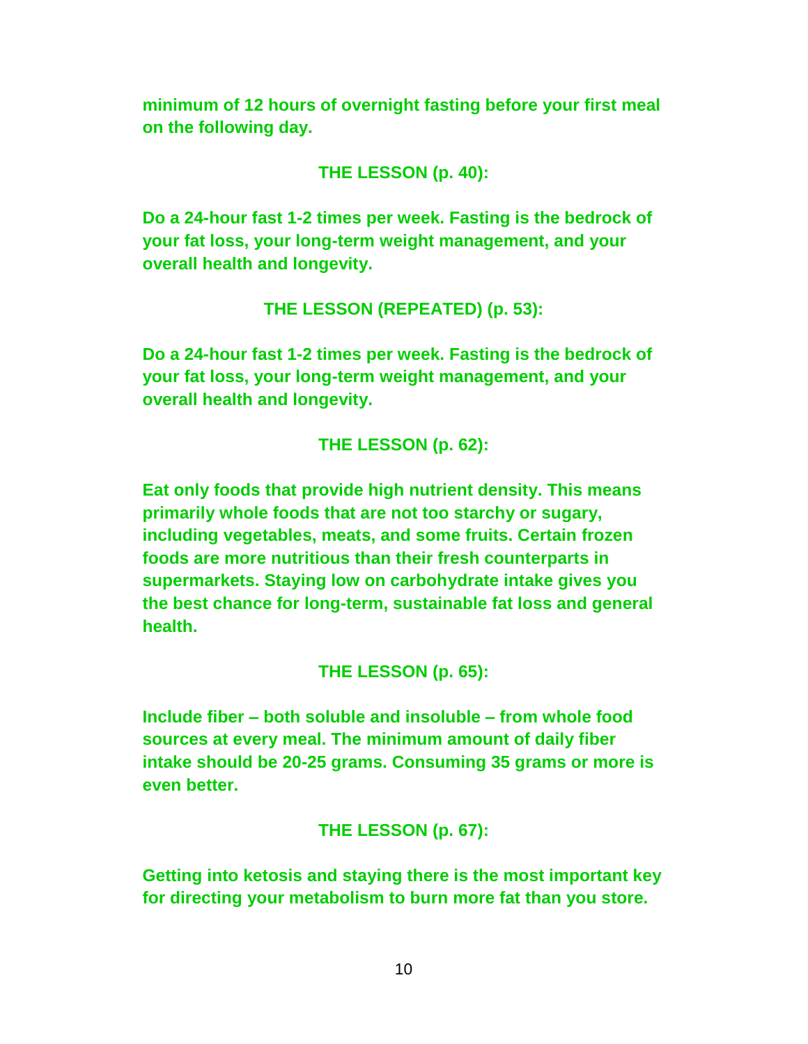**minimum of 12 hours of overnight fasting before your first meal on the following day.**

**THE LESSON (p. 40):**

**Do a 24-hour fast 1-2 times per week. Fasting is the bedrock of your fat loss, your long-term weight management, and your overall health and longevity.**

**THE LESSON (REPEATED) (p. 53):**

**Do a 24-hour fast 1-2 times per week. Fasting is the bedrock of your fat loss, your long-term weight management, and your overall health and longevity.**

**THE LESSON (p. 62):**

**Eat only foods that provide high nutrient density. This means primarily whole foods that are not too starchy or sugary, including vegetables, meats, and some fruits. Certain frozen foods are more nutritious than their fresh counterparts in supermarkets. Staying low on carbohydrate intake gives you the best chance for long-term, sustainable fat loss and general health.**

**THE LESSON (p. 65):**

**Include fiber – both soluble and insoluble – from whole food sources at every meal. The minimum amount of daily fiber intake should be 20-25 grams. Consuming 35 grams or more is even better.**

**THE LESSON (p. 67):**

**Getting into ketosis and staying there is the most important key for directing your metabolism to burn more fat than you store.**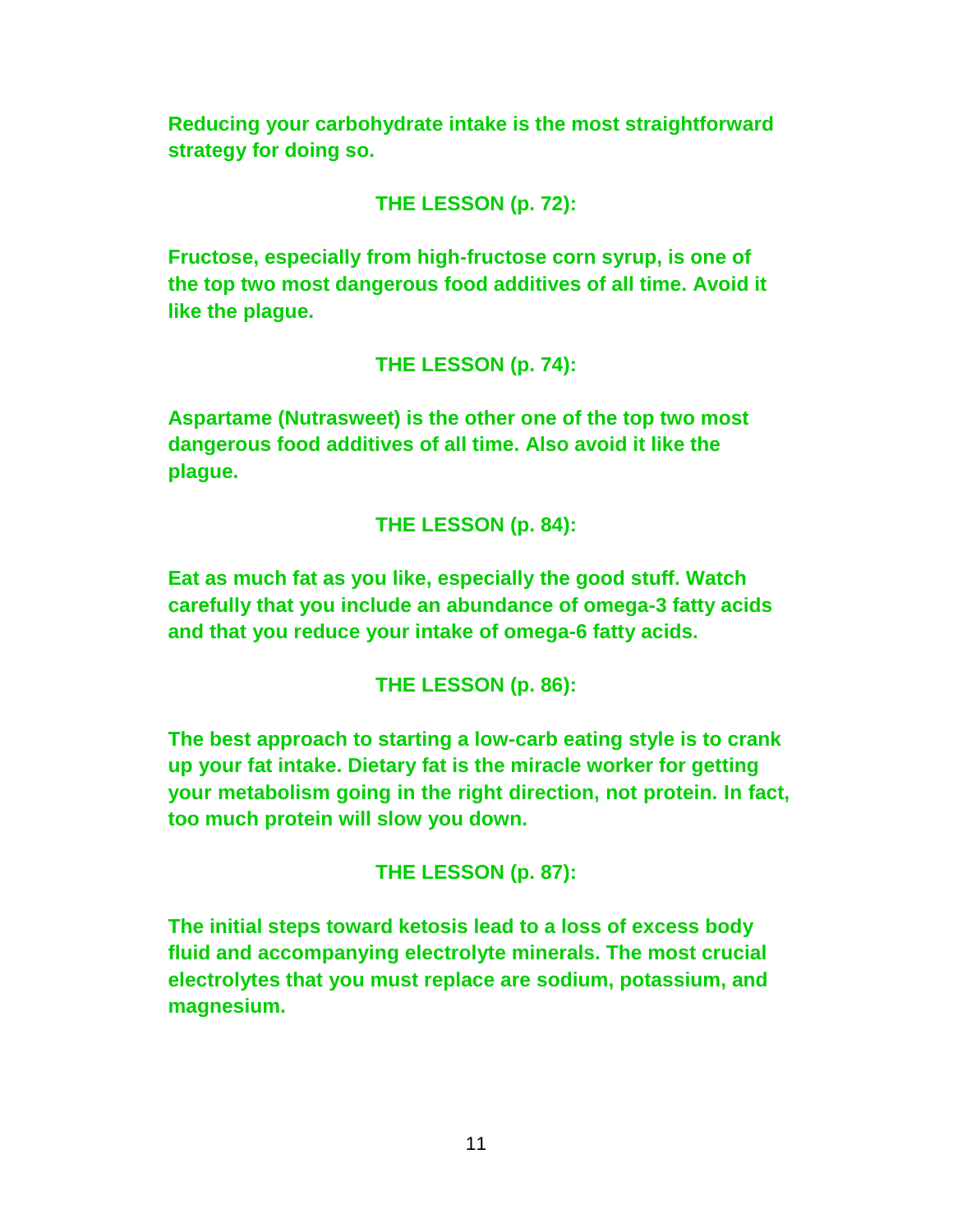**Reducing your carbohydrate intake is the most straightforward strategy for doing so.**

**THE LESSON (p. 72):**

**Fructose, especially from high-fructose corn syrup, is one of the top two most dangerous food additives of all time. Avoid it like the plague.**

**THE LESSON (p. 74):**

**Aspartame (Nutrasweet) is the other one of the top two most dangerous food additives of all time. Also avoid it like the plague.**

**THE LESSON (p. 84):**

**Eat as much fat as you like, especially the good stuff. Watch carefully that you include an abundance of omega-3 fatty acids and that you reduce your intake of omega-6 fatty acids.**

**THE LESSON (p. 86):**

**The best approach to starting a low-carb eating style is to crank up your fat intake. Dietary fat is the miracle worker for getting your metabolism going in the right direction, not protein. In fact, too much protein will slow you down.**

**THE LESSON (p. 87):**

**The initial steps toward ketosis lead to a loss of excess body fluid and accompanying electrolyte minerals. The most crucial electrolytes that you must replace are sodium, potassium, and magnesium.**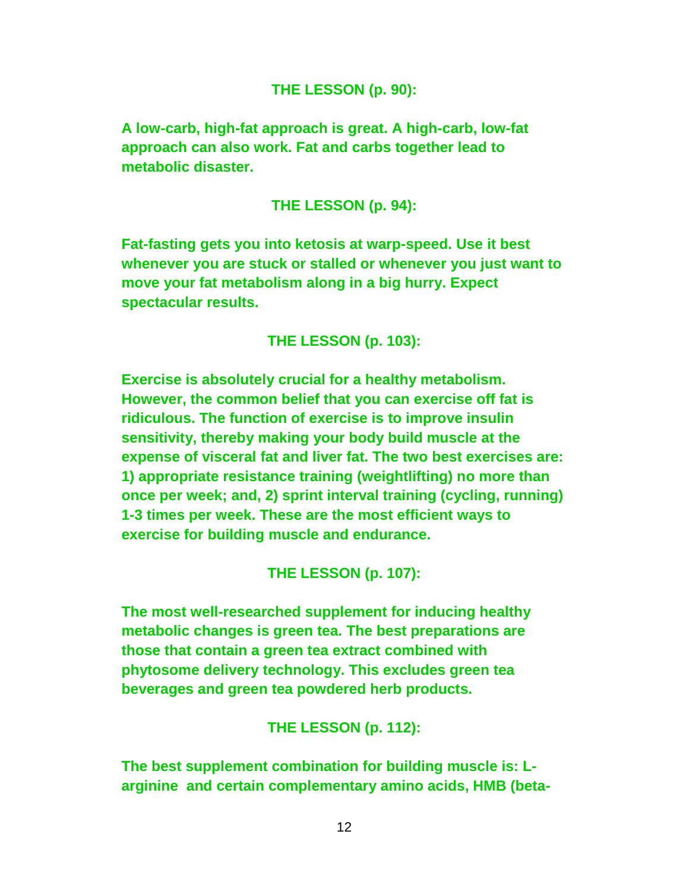**THE LESSON (p. 90):**

**A low-carb, high-fat approach is great. A high-carb, low-fat approach can also work. Fat and carbs together lead to metabolic disaster.**

**THE LESSON (p. 94):**

**Fat-fasting gets you into ketosis at warp-speed. Use it best whenever you are stuck or stalled or whenever you just want to move your fat metabolism along in a big hurry. Expect spectacular results.**

**THE LESSON (p. 103):**

**Exercise is absolutely crucial for a healthy metabolism. However, the common belief that you can exercise off fat is ridiculous. The function of exercise is to improve insulin sensitivity, thereby making your body build muscle at the expense of visceral fat and liver fat. The two best exercises are: 1) appropriate resistance training (weightlifting) no more than once per week; and, 2) sprint interval training (cycling, running) 1-3 times per week. These are the most efficient ways to exercise for building muscle and endurance.**

**THE LESSON (p. 107):**

**The most well-researched supplement for inducing healthy metabolic changes is green tea. The best preparations are those that contain a green tea extract combined with phytosome delivery technology. This excludes green tea beverages and green tea powdered herb products.**

**THE LESSON (p. 112):**

**The best supplement combination for building muscle is: L-arginine and certain complementary amino acids, HMB (beta-**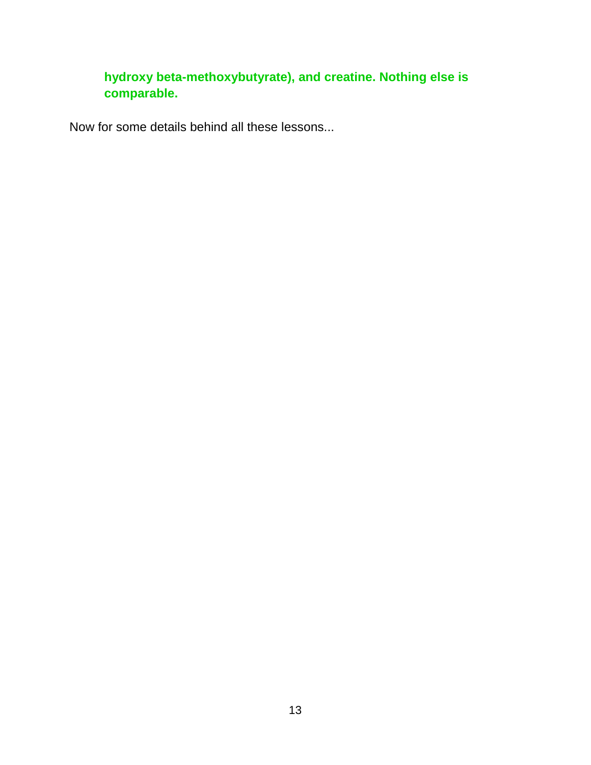**hydroxy beta-methoxybutyrate), and creatine. Nothing else is comparable.**

Now for some details behind all these lessons...